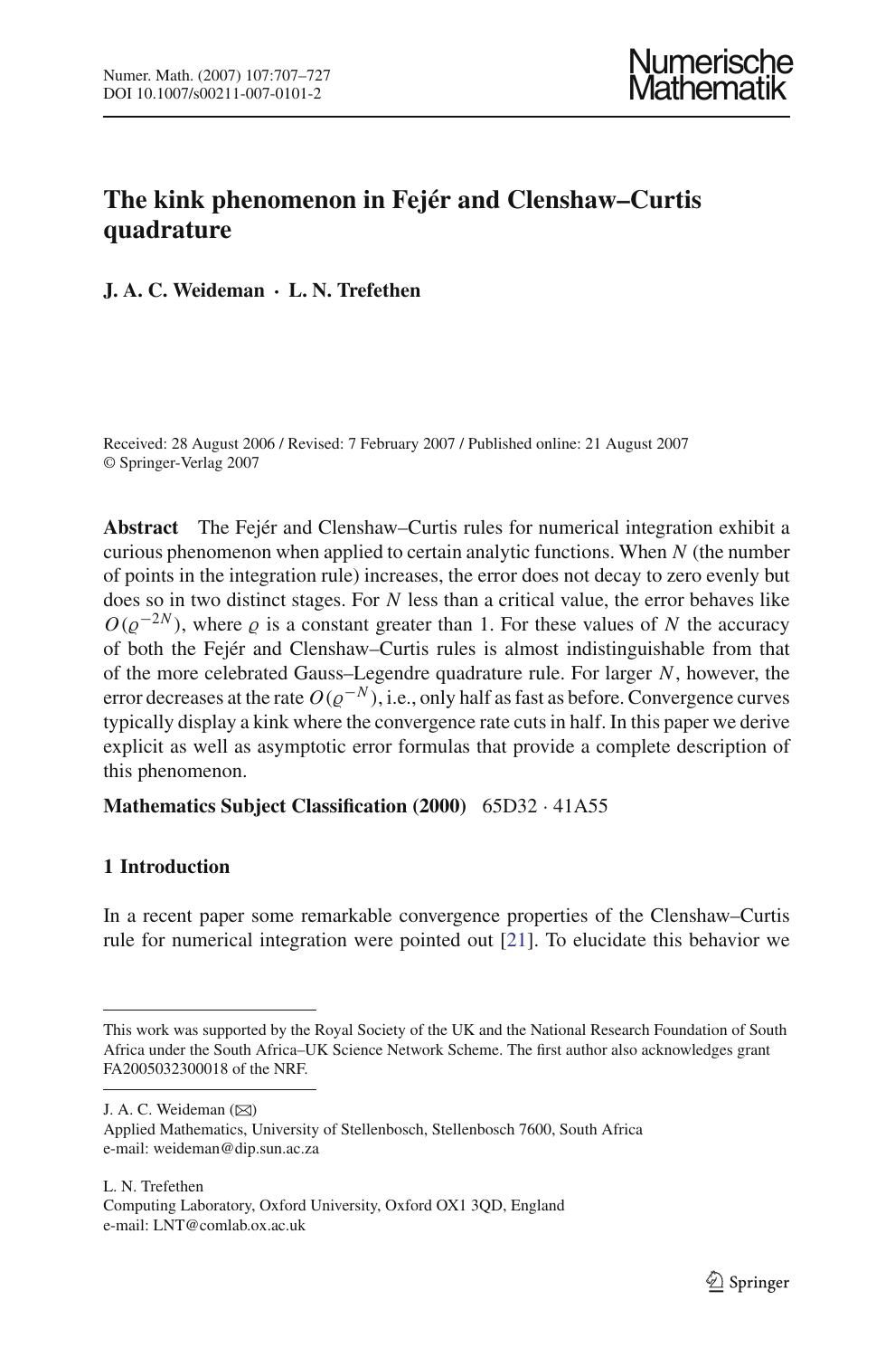# The kink phenomenon in Fejér and Clenshaw–Curtis quadrature

**J. A. C. Weideman · L. N. Trefethen**

Received: 28 August 2006 / Revised: 7 February 2007 / Published online: 21 August 2007
© Springer-Verlag 2007

**Abstract** The Fejér and Clenshaw–Curtis rules for numerical integration exhibit a curious phenomenon when applied to certain analytic functions. When $N$ (the number of points in the integration rule) increases, the error does not decay to zero evenly but does so in two distinct stages. For $N$ less than a critical value, the error behaves like $O(\varrho^{-2N})$, where $\varrho$ is a constant greater than 1. For these values of $N$ the accuracy of both the Fejér and Clenshaw–Curtis rules is almost indistinguishable from that of the more celebrated Gauss–Legendre quadrature rule. For larger $N$, however, the error decreases at the rate $O(\varrho^{-N})$, i.e., only half as fast as before. Convergence curves typically display a kink where the convergence rate cuts in half. In this paper we derive explicit as well as asymptotic error formulas that provide a complete description of this phenomenon.

**Mathematics Subject Classification (2000)** 65D32 · 41A55

## 1 Introduction

In a recent paper some remarkable convergence properties of the Clenshaw–Curtis rule for numerical integration were pointed out [21]. To elucidate this behavior we

---

This work was supported by the Royal Society of the UK and the National Research Foundation of South Africa under the South Africa–UK Science Network Scheme. The first author also acknowledges grant FA2005032300018 of the NRF.

J. A. C. Weideman (✉)
Applied Mathematics, University of Stellenbosch, Stellenbosch 7600, South Africa
e-mail: weideman@dip.sun.ac.za

L. N. Trefethen
Computing Laboratory, Oxford University, Oxford OX1 3QD, England
e-mail: LNT@comlab.ox.ac.uk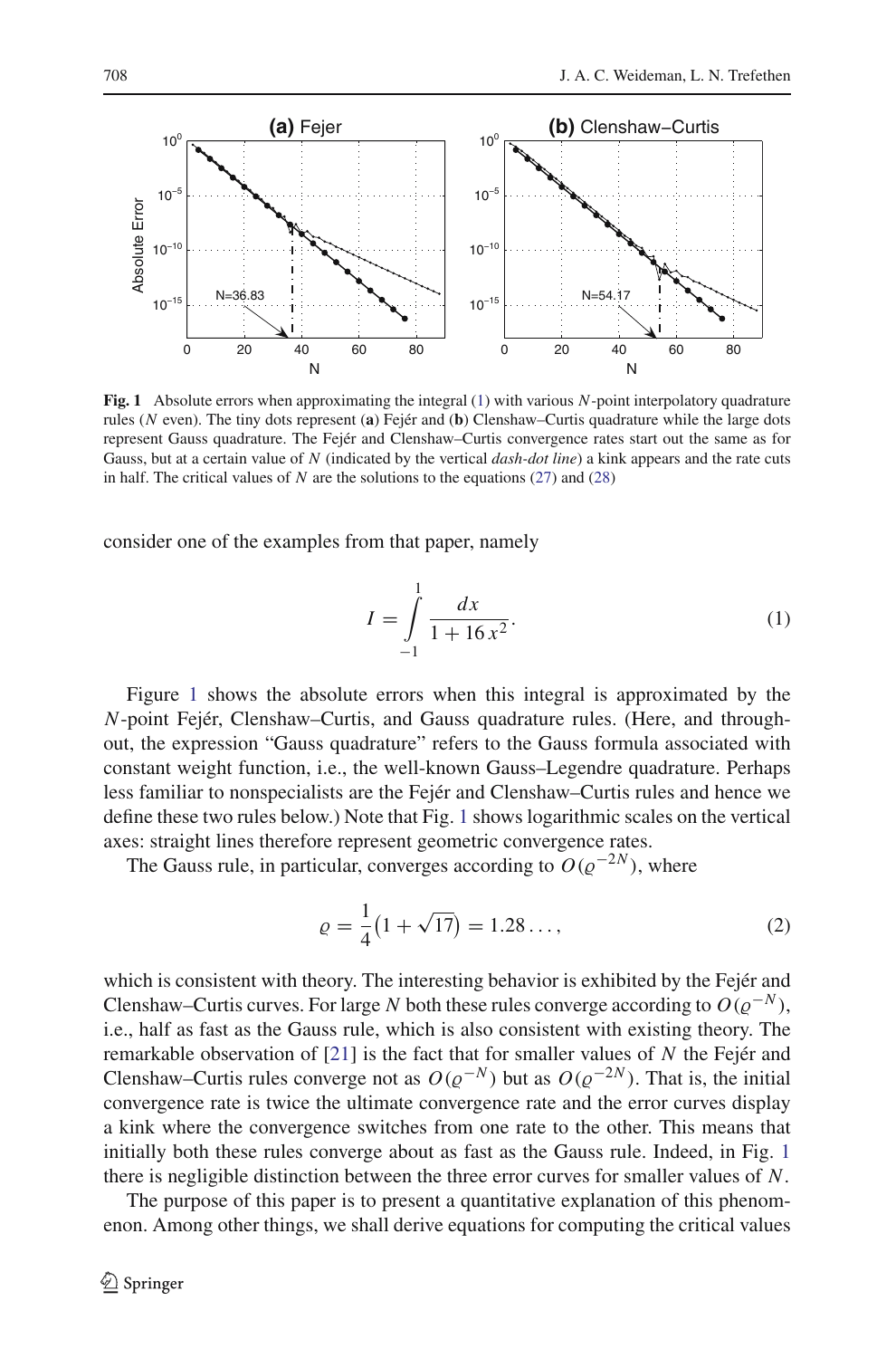**Fig. 1** Absolute errors when approximating the integral (1) with various $N$-point interpolatory quadrature rules ($N$ even). The tiny dots represent (**a**) Fejér and (**b**) Clenshaw–Curtis quadrature while the large dots represent Gauss quadrature. The Fejér and Clenshaw–Curtis convergence rates start out the same as for Gauss, but at a certain value of $N$ (indicated by the vertical *dash-dot line*) a kink appears and the rate cuts in half. The critical values of $N$ are the solutions to the equations (27) and (28)

consider one of the examples from that paper, namely

$$I = \int_{-1}^{1} \frac{dx}{1 + 16\,x^2}. \tag{1}$$

Figure 1 shows the absolute errors when this integral is approximated by the $N$-point Fejér, Clenshaw–Curtis, and Gauss quadrature rules. (Here, and throughout, the expression "Gauss quadrature" refers to the Gauss formula associated with constant weight function, i.e., the well-known Gauss–Legendre quadrature. Perhaps less familiar to nonspecialists are the Fejér and Clenshaw–Curtis rules and hence we define these two rules below.) Note that Fig. 1 shows logarithmic scales on the vertical axes: straight lines therefore represent geometric convergence rates.

The Gauss rule, in particular, converges according to $O(\varrho^{-2N})$, where

$$\varrho = \frac{1}{4}\big(1 + \sqrt{17}\big) = 1.28\ldots, \tag{2}$$

which is consistent with theory. The interesting behavior is exhibited by the Fejér and Clenshaw–Curtis curves. For large $N$ both these rules converge according to $O(\varrho^{-N})$, i.e., half as fast as the Gauss rule, which is also consistent with existing theory. The remarkable observation of [21] is the fact that for smaller values of $N$ the Fejér and Clenshaw–Curtis rules converge not as $O(\varrho^{-N})$ but as $O(\varrho^{-2N})$. That is, the initial convergence rate is twice the ultimate convergence rate and the error curves display a kink where the convergence switches from one rate to the other. This means that initially both these rules converge about as fast as the Gauss rule. Indeed, in Fig. 1 there is negligible distinction between the three error curves for smaller values of $N$.

The purpose of this paper is to present a quantitative explanation of this phenomenon. Among other things, we shall derive equations for computing the critical values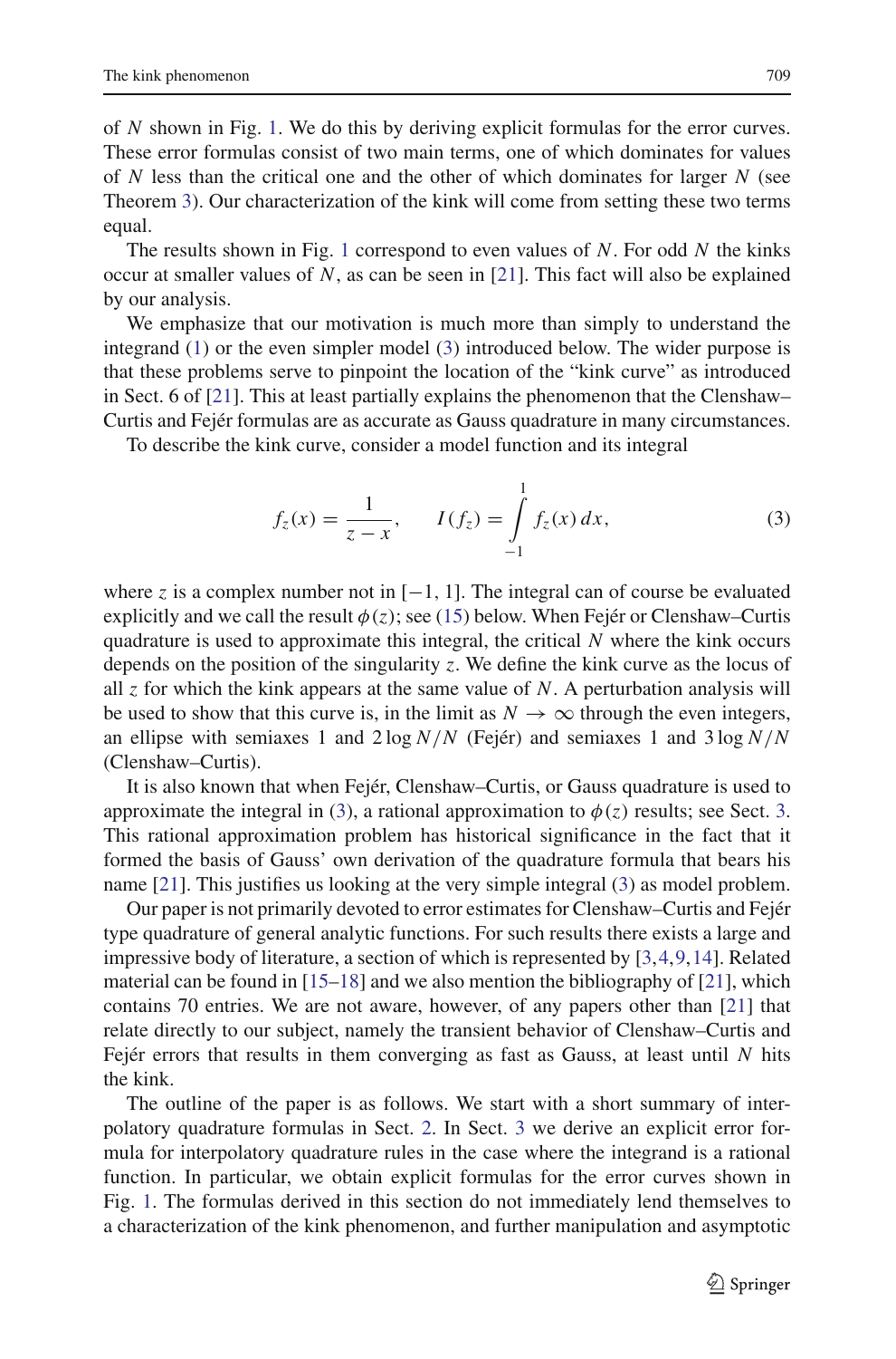of $N$ shown in Fig. 1. We do this by deriving explicit formulas for the error curves. These error formulas consist of two main terms, one of which dominates for values of $N$ less than the critical one and the other of which dominates for larger $N$ (see Theorem 3). Our characterization of the kink will come from setting these two terms equal.

The results shown in Fig. 1 correspond to even values of $N$. For odd $N$ the kinks occur at smaller values of $N$, as can be seen in [21]. This fact will also be explained by our analysis.

We emphasize that our motivation is much more than simply to understand the integrand (1) or the even simpler model (3) introduced below. The wider purpose is that these problems serve to pinpoint the location of the "kink curve" as introduced in Sect. 6 of [21]. This at least partially explains the phenomenon that the Clenshaw–Curtis and Fejér formulas are as accurate as Gauss quadrature in many circumstances.

To describe the kink curve, consider a model function and its integral

$$f_z(x) = \frac{1}{z - x}, \qquad I(f_z) = \int_{-1}^{1} f_z(x)\, dx, \tag{3}$$

where $z$ is a complex number not in $[-1, 1]$. The integral can of course be evaluated explicitly and we call the result $\phi(z)$; see (15) below. When Fejér or Clenshaw–Curtis quadrature is used to approximate this integral, the critical $N$ where the kink occurs depends on the position of the singularity $z$. We define the kink curve as the locus of all $z$ for which the kink appears at the same value of $N$. A perturbation analysis will be used to show that this curve is, in the limit as $N \to \infty$ through the even integers, an ellipse with semiaxes 1 and $2 \log N/N$ (Fejér) and semiaxes 1 and $3 \log N/N$ (Clenshaw–Curtis).

It is also known that when Fejér, Clenshaw–Curtis, or Gauss quadrature is used to approximate the integral in (3), a rational approximation to $\phi(z)$ results; see Sect. 3. This rational approximation problem has historical significance in the fact that it formed the basis of Gauss' own derivation of the quadrature formula that bears his name [21]. This justifies us looking at the very simple integral (3) as model problem.

Our paper is not primarily devoted to error estimates for Clenshaw–Curtis and Fejér type quadrature of general analytic functions. For such results there exists a large and impressive body of literature, a section of which is represented by [3,4,9,14]. Related material can be found in [15–18] and we also mention the bibliography of [21], which contains 70 entries. We are not aware, however, of any papers other than [21] that relate directly to our subject, namely the transient behavior of Clenshaw–Curtis and Fejér errors that results in them converging as fast as Gauss, at least until $N$ hits the kink.

The outline of the paper is as follows. We start with a short summary of interpolatory quadrature formulas in Sect. 2. In Sect. 3 we derive an explicit error formula for interpolatory quadrature rules in the case where the integrand is a rational function. In particular, we obtain explicit formulas for the error curves shown in Fig. 1. The formulas derived in this section do not immediately lend themselves to a characterization of the kink phenomenon, and further manipulation and asymptotic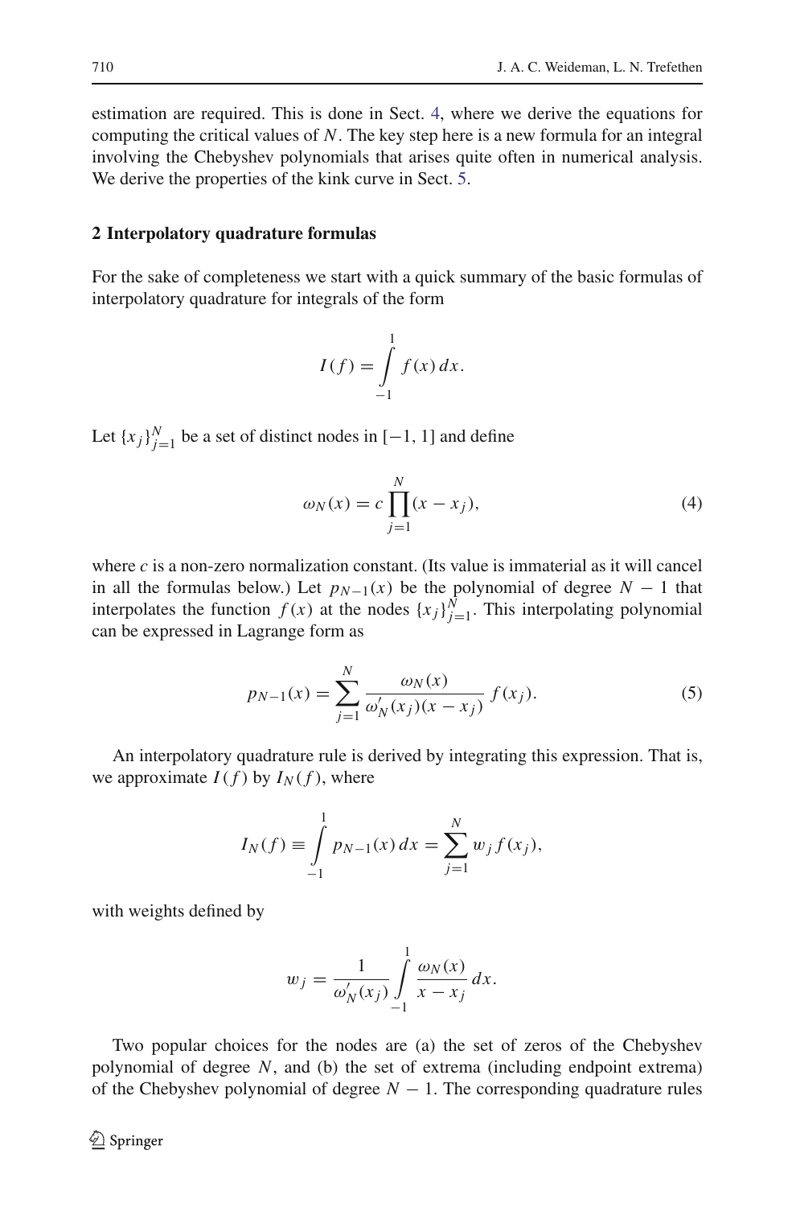estimation are required. This is done in Sect. 4, where we derive the equations for computing the critical values of $N$. The key step here is a new formula for an integral involving the Chebyshev polynomials that arises quite often in numerical analysis. We derive the properties of the kink curve in Sect. 5.

## 2 Interpolatory quadrature formulas

For the sake of completeness we start with a quick summary of the basic formulas of interpolatory quadrature for integrals of the form

$$I(f) = \int_{-1}^{1} f(x)\,dx.$$

Let $\{x_j\}_{j=1}^{N}$ be a set of distinct nodes in $[-1, 1]$ and define

$$\omega_N(x) = c \prod_{j=1}^{N} (x - x_j), \tag{4}$$

where $c$ is a non-zero normalization constant. (Its value is immaterial as it will cancel in all the formulas below.) Let $p_{N-1}(x)$ be the polynomial of degree $N-1$ that interpolates the function $f(x)$ at the nodes $\{x_j\}_{j=1}^{N}$. This interpolating polynomial can be expressed in Lagrange form as

$$p_{N-1}(x) = \sum_{j=1}^{N} \frac{\omega_N(x)}{\omega_N'(x_j)(x - x_j)}\, f(x_j). \tag{5}$$

An interpolatory quadrature rule is derived by integrating this expression. That is, we approximate $I(f)$ by $I_N(f)$, where

$$I_N(f) \equiv \int_{-1}^{1} p_{N-1}(x)\,dx = \sum_{j=1}^{N} w_j\, f(x_j),$$

with weights defined by

$$w_j = \frac{1}{\omega_N'(x_j)} \int_{-1}^{1} \frac{\omega_N(x)}{x - x_j}\,dx.$$

Two popular choices for the nodes are (a) the set of zeros of the Chebyshev polynomial of degree $N$, and (b) the set of extrema (including endpoint extrema) of the Chebyshev polynomial of degree $N-1$. The corresponding quadrature rules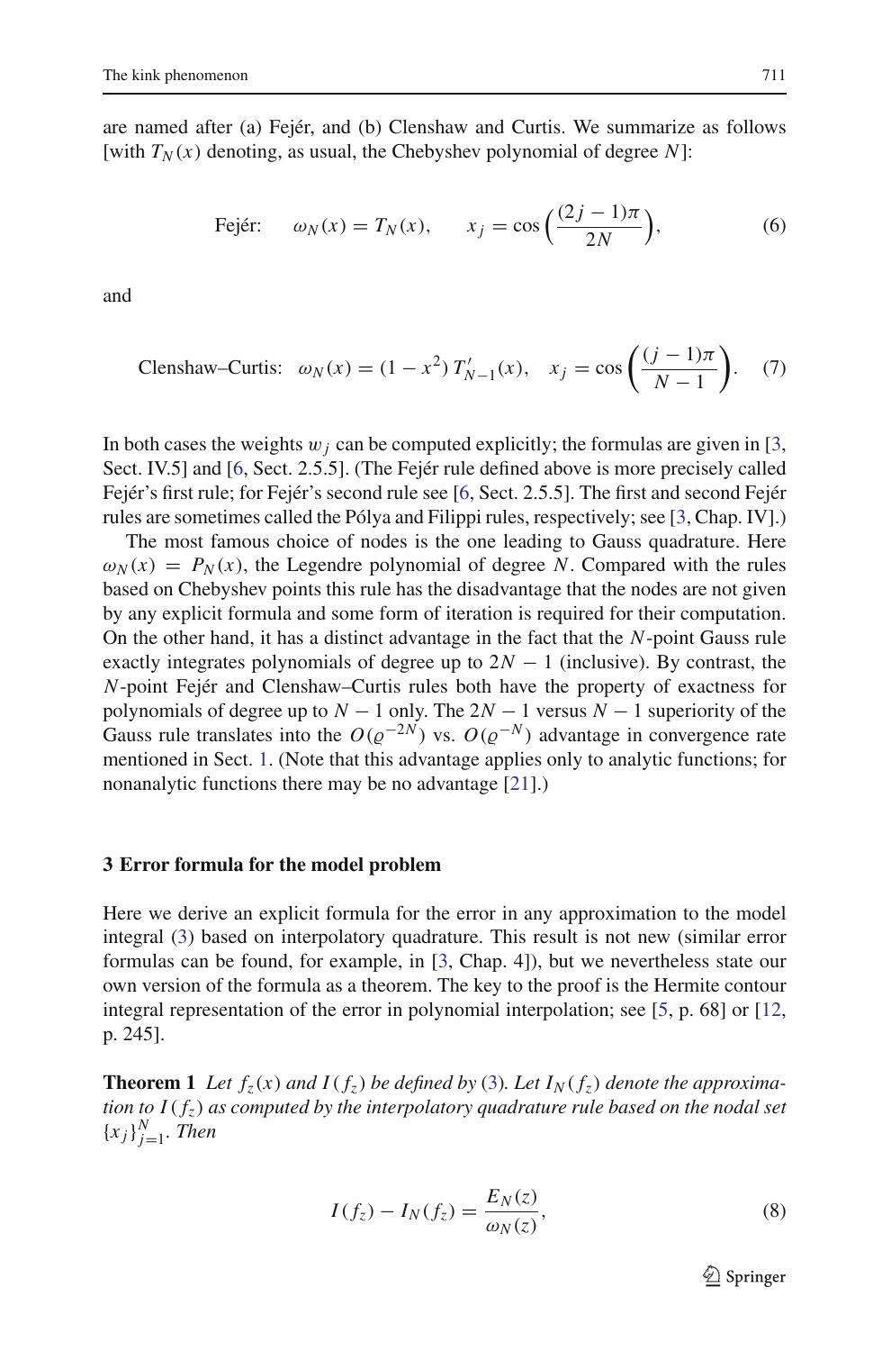are named after (a) Fejér, and (b) Clenshaw and Curtis. We summarize as follows [with $T_N(x)$ denoting, as usual, the Chebyshev polynomial of degree $N$]:

$$\text{Fejér:} \quad \omega_N(x) = T_N(x), \qquad x_j = \cos\Big(\frac{(2j-1)\pi}{2N}\Big), \tag{6}$$

and

$$\text{Clenshaw–Curtis:} \quad \omega_N(x) = (1-x^2)\, T'_{N-1}(x), \quad x_j = \cos\left(\frac{(j-1)\pi}{N-1}\right). \tag{7}$$

In both cases the weights $w_j$ can be computed explicitly; the formulas are given in [3, Sect. IV.5] and [6, Sect. 2.5.5]. (The Fejér rule defined above is more precisely called Fejér's first rule; for Fejér's second rule see [6, Sect. 2.5.5]. The first and second Fejér rules are sometimes called the Pólya and Filippi rules, respectively; see [3, Chap. IV].)

The most famous choice of nodes is the one leading to Gauss quadrature. Here $\omega_N(x) = P_N(x)$, the Legendre polynomial of degree $N$. Compared with the rules based on Chebyshev points this rule has the disadvantage that the nodes are not given by any explicit formula and some form of iteration is required for their computation. On the other hand, it has a distinct advantage in the fact that the $N$-point Gauss rule exactly integrates polynomials of degree up to $2N-1$ (inclusive). By contrast, the $N$-point Fejér and Clenshaw–Curtis rules both have the property of exactness for polynomials of degree up to $N-1$ only. The $2N-1$ versus $N-1$ superiority of the Gauss rule translates into the $O(\varrho^{-2N})$ vs. $O(\varrho^{-N})$ advantage in convergence rate mentioned in Sect. 1. (Note that this advantage applies only to analytic functions; for nonanalytic functions there may be no advantage [21].)

## 3 Error formula for the model problem

Here we derive an explicit formula for the error in any approximation to the model integral (3) based on interpolatory quadrature. This result is not new (similar error formulas can be found, for example, in [3, Chap. 4]), but we nevertheless state our own version of the formula as a theorem. The key to the proof is the Hermite contour integral representation of the error in polynomial interpolation; see [5, p. 68] or [12, p. 245].

**Theorem 1** *Let $f_z(x)$ and $I(f_z)$ be defined by (3). Let $I_N(f_z)$ denote the approximation to $I(f_z)$ as computed by the interpolatory quadrature rule based on the nodal set $\{x_j\}_{j=1}^{N}$. Then*

$$I(f_z) - I_N(f_z) = \frac{E_N(z)}{\omega_N(z)}, \tag{8}$$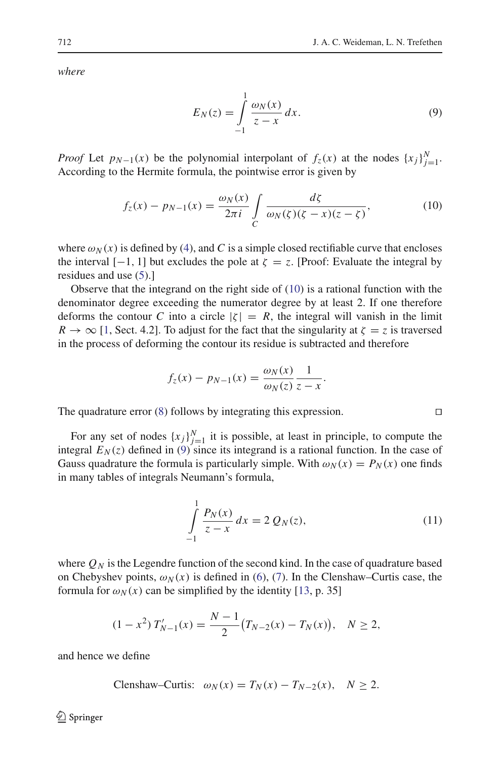*where*

$$E_N(z) = \int_{-1}^{1} \frac{\omega_N(x)}{z-x}\, dx. \tag{9}$$

*Proof* Let $p_{N-1}(x)$ be the polynomial interpolant of $f_z(x)$ at the nodes $\{x_j\}_{j=1}^N$. According to the Hermite formula, the pointwise error is given by

$$f_z(x) - p_{N-1}(x) = \frac{\omega_N(x)}{2\pi i} \int_C \frac{d\zeta}{\omega_N(\zeta)(\zeta - x)(z - \zeta)}, \tag{10}$$

where $\omega_N(x)$ is defined by (4), and $C$ is a simple closed rectifiable curve that encloses the interval $[-1, 1]$ but excludes the pole at $\zeta = z$. [Proof: Evaluate the integral by residues and use (5).]

Observe that the integrand on the right side of (10) is a rational function with the denominator degree exceeding the numerator degree by at least 2. If one therefore deforms the contour $C$ into a circle $|\zeta| = R$, the integral will vanish in the limit $R \to \infty$ [1, Sect. 4.2]. To adjust for the fact that the singularity at $\zeta = z$ is traversed in the process of deforming the contour its residue is subtracted and therefore

$$f_z(x) - p_{N-1}(x) = \frac{\omega_N(x)}{\omega_N(z)} \frac{1}{z - x}.$$

The quadrature error (8) follows by integrating this expression. □

For any set of nodes $\{x_j\}_{j=1}^N$ it is possible, at least in principle, to compute the integral $E_N(z)$ defined in (9) since its integrand is a rational function. In the case of Gauss quadrature the formula is particularly simple. With $\omega_N(x) = P_N(x)$ one finds in many tables of integrals Neumann's formula,

$$\int_{-1}^{1} \frac{P_N(x)}{z - x}\, dx = 2\, Q_N(z), \tag{11}$$

where $Q_N$ is the Legendre function of the second kind. In the case of quadrature based on Chebyshev points, $\omega_N(x)$ is defined in (6), (7). In the Clenshaw–Curtis case, the formula for $\omega_N(x)$ can be simplified by the identity [13, p. 35]

$$(1 - x^2)\, T_{N-1}'(x) = \frac{N-1}{2}\big(T_{N-2}(x) - T_N(x)\big), \quad N \geq 2,$$

and hence we define

$$\text{Clenshaw–Curtis:} \quad \omega_N(x) = T_N(x) - T_{N-2}(x), \quad N \geq 2.$$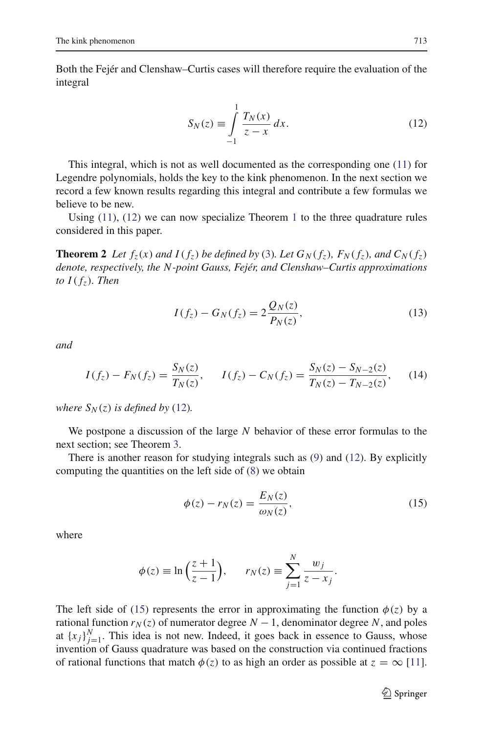Both the Fejér and Clenshaw–Curtis cases will therefore require the evaluation of the integral

$$S_N(z) \equiv \int_{-1}^{1} \frac{T_N(x)}{z-x}\,dx. \tag{12}$$

This integral, which is not as well documented as the corresponding one (11) for Legendre polynomials, holds the key to the kink phenomenon. In the next section we record a few known results regarding this integral and contribute a few formulas we believe to be new.

Using (11), (12) we can now specialize Theorem 1 to the three quadrature rules considered in this paper.

**Theorem 2** *Let $f_z(x)$ and $I(f_z)$ be defined by (3). Let $G_N(f_z)$, $F_N(f_z)$, and $C_N(f_z)$ denote, respectively, the $N$-point Gauss, Fejér, and Clenshaw–Curtis approximations to $I(f_z)$. Then*

$$I(f_z) - G_N(f_z) = 2\frac{Q_N(z)}{P_N(z)}, \tag{13}$$

*and*

$$I(f_z) - F_N(f_z) = \frac{S_N(z)}{T_N(z)}, \qquad I(f_z) - C_N(f_z) = \frac{S_N(z) - S_{N-2}(z)}{T_N(z) - T_{N-2}(z)}, \tag{14}$$

*where $S_N(z)$ is defined by (12).*

We postpone a discussion of the large $N$ behavior of these error formulas to the next section; see Theorem 3.

There is another reason for studying integrals such as (9) and (12). By explicitly computing the quantities on the left side of (8) we obtain

$$\phi(z) - r_N(z) = \frac{E_N(z)}{\omega_N(z)}, \tag{15}$$

where

$$\phi(z) \equiv \ln\left(\frac{z+1}{z-1}\right), \qquad r_N(z) \equiv \sum_{j=1}^{N} \frac{w_j}{z - x_j}.$$

The left side of (15) represents the error in approximating the function $\phi(z)$ by a rational function $r_N(z)$ of numerator degree $N-1$, denominator degree $N$, and poles at $\{x_j\}_{j=1}^{N}$. This idea is not new. Indeed, it goes back in essence to Gauss, whose invention of Gauss quadrature was based on the construction via continued fractions of rational functions that match $\phi(z)$ to as high an order as possible at $z = \infty$ [11].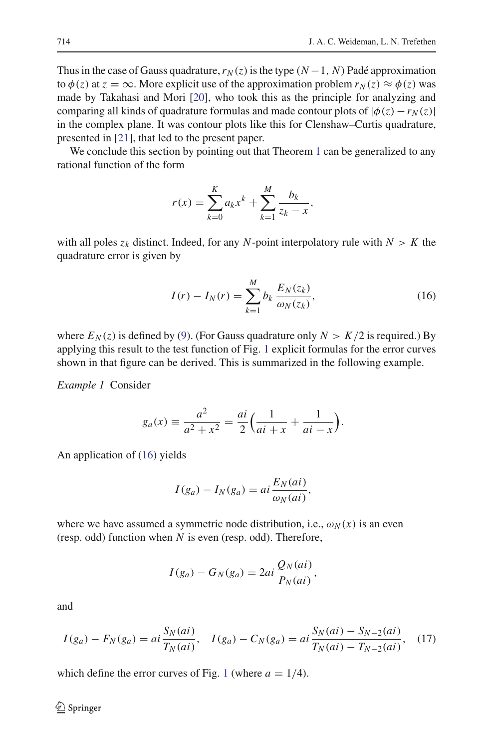Thus in the case of Gauss quadrature, $r_N(z)$ is the type $(N-1, N)$ Padé approximation to $\phi(z)$ at $z = \infty$. More explicit use of the approximation problem $r_N(z) \approx \phi(z)$ was made by Takahasi and Mori [20], who took this as the principle for analyzing and comparing all kinds of quadrature formulas and made contour plots of $|\phi(z) - r_N(z)|$ in the complex plane. It was contour plots like this for Clenshaw–Curtis quadrature, presented in [21], that led to the present paper.

We conclude this section by pointing out that Theorem 1 can be generalized to any rational function of the form

$$r(x) = \sum_{k=0}^{K} a_k x^k + \sum_{k=1}^{M} \frac{b_k}{z_k - x},$$

with all poles $z_k$ distinct. Indeed, for any $N$-point interpolatory rule with $N > K$ the quadrature error is given by

$$I(r) - I_N(r) = \sum_{k=1}^{M} b_k \, \frac{E_N(z_k)}{\omega_N(z_k)}, \tag{16}$$

where $E_N(z)$ is defined by (9). (For Gauss quadrature only $N > K/2$ is required.) By applying this result to the test function of Fig. 1 explicit formulas for the error curves shown in that figure can be derived. This is summarized in the following example.

*Example 1* Consider

$$g_a(x) \equiv \frac{a^2}{a^2 + x^2} = \frac{ai}{2}\Big(\frac{1}{ai + x} + \frac{1}{ai - x}\Big).$$

An application of (16) yields

$$I(g_a) - I_N(g_a) = ai \, \frac{E_N(ai)}{\omega_N(ai)},$$

where we have assumed a symmetric node distribution, i.e., $\omega_N(x)$ is an even (resp. odd) function when $N$ is even (resp. odd). Therefore,

$$I(g_a) - G_N(g_a) = 2ai \, \frac{Q_N(ai)}{P_N(ai)},$$

and

$$I(g_a) - F_N(g_a) = ai \, \frac{S_N(ai)}{T_N(ai)}, \quad I(g_a) - C_N(g_a) = ai \, \frac{S_N(ai) - S_{N-2}(ai)}{T_N(ai) - T_{N-2}(ai)}, \tag{17}$$

which define the error curves of Fig. 1 (where $a = 1/4$).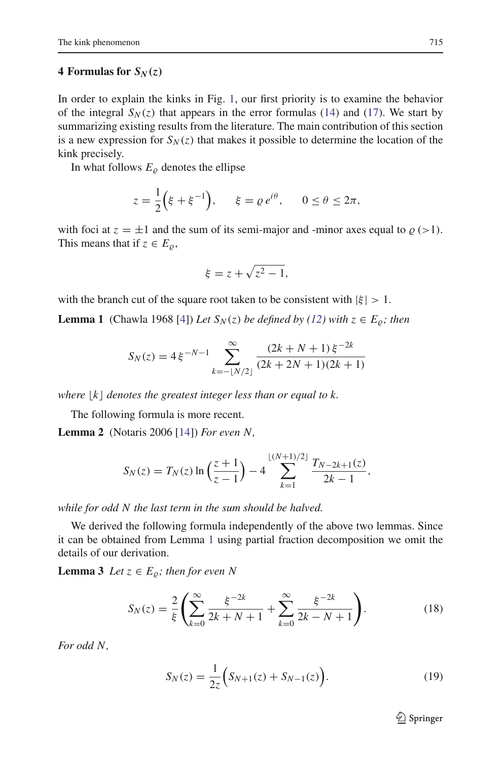## 4 Formulas for $S_N(z)$

In order to explain the kinks in Fig. 1, our first priority is to examine the behavior of the integral $S_N(z)$ that appears in the error formulas (14) and (17). We start by summarizing existing results from the literature. The main contribution of this section is a new expression for $S_N(z)$ that makes it possible to determine the location of the kink precisely.

In what follows $E_\varrho$ denotes the ellipse

$$z = \frac{1}{2}\Big(\xi + \xi^{-1}\Big), \qquad \xi = \varrho\, e^{i\theta}, \qquad 0 \le \theta \le 2\pi,$$

with foci at $z = \pm 1$ and the sum of its semi-major and -minor axes equal to $\varrho\ (>1)$. This means that if $z \in E_\varrho$,

$$\xi = z + \sqrt{z^2 - 1},$$

with the branch cut of the square root taken to be consistent with $|\xi| > 1$.

**Lemma 1** (Chawla 1968 [4]) *Let $S_N(z)$ be defined by (12) with $z \in E_\varrho$; then*

$$S_N(z) = 4\,\xi^{-N-1} \sum_{k=-\lfloor N/2 \rfloor}^{\infty} \frac{(2k+N+1)\,\xi^{-2k}}{(2k+2N+1)(2k+1)}$$

*where $\lfloor k \rfloor$ denotes the greatest integer less than or equal to $k$.*

The following formula is more recent.

**Lemma 2** (Notaris 2006 [14]) *For even $N$,*

$$S_N(z) = T_N(z) \ln\left(\frac{z+1}{z-1}\right) - 4 \sum_{k=1}^{\lfloor (N+1)/2 \rfloor} \frac{T_{N-2k+1}(z)}{2k-1},$$

*while for odd $N$ the last term in the sum should be halved.*

We derived the following formula independently of the above two lemmas. Since it can be obtained from Lemma 1 using partial fraction decomposition we omit the details of our derivation.

**Lemma 3** *Let $z \in E_\varrho$; then for even $N$*

$$S_N(z) = \frac{2}{\xi}\left(\sum_{k=0}^{\infty} \frac{\xi^{-2k}}{2k+N+1} + \sum_{k=0}^{\infty} \frac{\xi^{-2k}}{2k-N+1}\right). \tag{18}$$

*For odd $N$,*

$$S_N(z) = \frac{1}{2z}\Big(S_{N+1}(z) + S_{N-1}(z)\Big). \tag{19}$$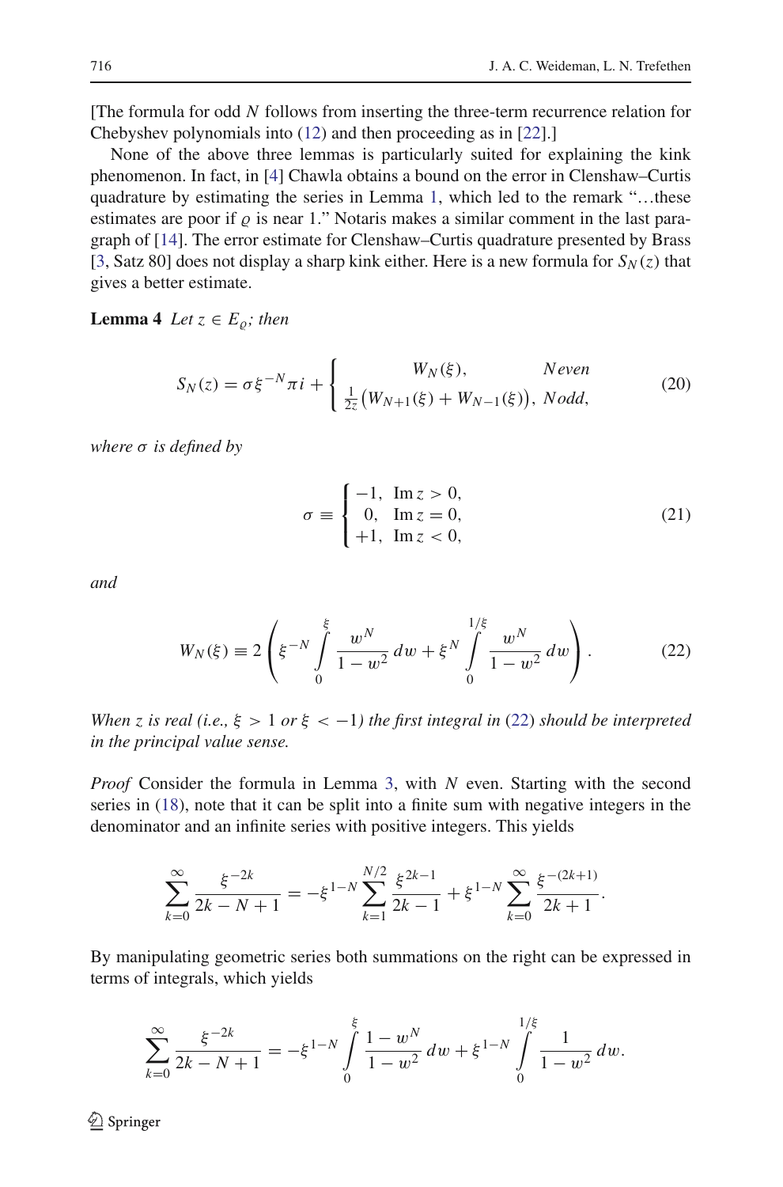[The formula for odd $N$ follows from inserting the three-term recurrence relation for Chebyshev polynomials into (12) and then proceeding as in [22].]

None of the above three lemmas is particularly suited for explaining the kink phenomenon. In fact, in [4] Chawla obtains a bound on the error in Clenshaw–Curtis quadrature by estimating the series in Lemma 1, which led to the remark "…these estimates are poor if $\varrho$ is near 1." Notaris makes a similar comment in the last paragraph of [14]. The error estimate for Clenshaw–Curtis quadrature presented by Brass [3, Satz 80] does not display a sharp kink either. Here is a new formula for $S_N(z)$ that gives a better estimate.

**Lemma 4** *Let $z \in E_\varrho$; then*

$$S_N(z) = \sigma \xi^{-N} \pi i + \begin{cases} W_N(\xi), & N \text{ even} \\ \frac{1}{2z}\left(W_{N+1}(\xi) + W_{N-1}(\xi)\right), & N \text{ odd}, \end{cases} \tag{20}$$

*where $\sigma$ is defined by*

$$\sigma \equiv \begin{cases} -1, & \operatorname{Im} z > 0, \\ \ \ 0, & \operatorname{Im} z = 0, \\ +1, & \operatorname{Im} z < 0, \end{cases} \tag{21}$$

*and*

$$W_N(\xi) \equiv 2\left( \xi^{-N} \int_0^{\xi} \frac{w^N}{1-w^2}\, dw + \xi^N \int_0^{1/\xi} \frac{w^N}{1-w^2}\, dw \right). \tag{22}$$

*When $z$ is real (i.e., $\xi > 1$ or $\xi < -1$) the first integral in (22) should be interpreted in the principal value sense.*

*Proof* Consider the formula in Lemma 3, with $N$ even. Starting with the second series in (18), note that it can be split into a finite sum with negative integers in the denominator and an infinite series with positive integers. This yields

$$\sum_{k=0}^{\infty} \frac{\xi^{-2k}}{2k - N + 1} = -\xi^{1-N} \sum_{k=1}^{N/2} \frac{\xi^{2k-1}}{2k-1} + \xi^{1-N} \sum_{k=0}^{\infty} \frac{\xi^{-(2k+1)}}{2k+1}.$$

By manipulating geometric series both summations on the right can be expressed in terms of integrals, which yields

$$\sum_{k=0}^{\infty} \frac{\xi^{-2k}}{2k - N + 1} = -\xi^{1-N} \int_0^{\xi} \frac{1 - w^N}{1 - w^2}\, dw + \xi^{1-N} \int_0^{1/\xi} \frac{1}{1 - w^2}\, dw.$$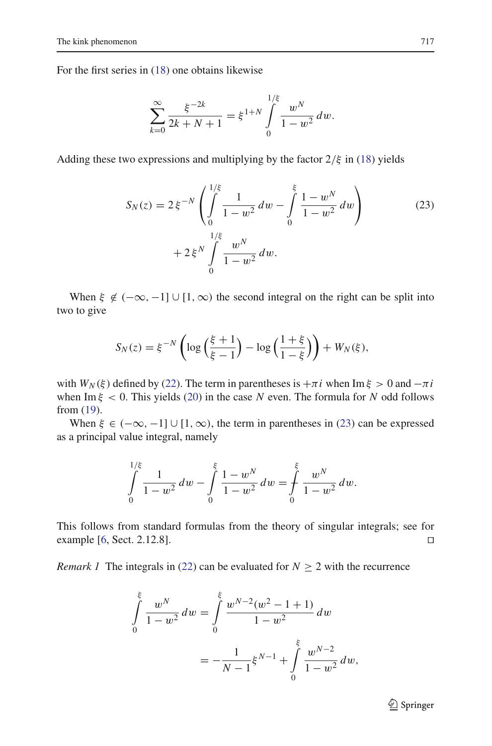For the first series in (18) one obtains likewise

$$\sum_{k=0}^{\infty} \frac{\xi^{-2k}}{2k+N+1} = \xi^{1+N} \int_0^{1/\xi} \frac{w^N}{1-w^2}\, dw.$$

Adding these two expressions and multiplying by the factor $2/\xi$ in (18) yields

$$S_N(z) = 2\,\xi^{-N} \left( \int_0^{1/\xi} \frac{1}{1-w^2}\, dw - \int_0^{\xi} \frac{1-w^N}{1-w^2}\, dw \right) + 2\,\xi^{N} \int_0^{1/\xi} \frac{w^N}{1-w^2}\, dw. \tag{23}$$

When $\xi \notin (-\infty, -1] \cup [1, \infty)$ the second integral on the right can be split into two to give

$$S_N(z) = \xi^{-N} \left( \log\left(\frac{\xi+1}{\xi-1}\right) - \log\left(\frac{1+\xi}{1-\xi}\right) \right) + W_N(\xi),$$

with $W_N(\xi)$ defined by (22). The term in parentheses is $+\pi i$ when $\operatorname{Im} \xi > 0$ and $-\pi i$ when $\operatorname{Im} \xi < 0$. This yields (20) in the case $N$ even. The formula for $N$ odd follows from (19).

When $\xi \in (-\infty, -1] \cup [1, \infty)$, the term in parentheses in (23) can be expressed as a principal value integral, namely

$$\int_0^{1/\xi} \frac{1}{1-w^2}\, dw - \int_0^{\xi} \frac{1-w^N}{1-w^2}\, dw = ⨍_0^{\xi} \frac{w^N}{1-w^2}\, dw.$$

This follows from standard formulas from the theory of singular integrals; see for example [6, Sect. 2.12.8]. □

*Remark 1* The integrals in (22) can be evaluated for $N \geq 2$ with the recurrence

$$\int_0^{\xi} \frac{w^N}{1-w^2}\, dw = \int_0^{\xi} \frac{w^{N-2}(w^2-1+1)}{1-w^2}\, dw = -\frac{1}{N-1}\xi^{N-1} + \int_0^{\xi} \frac{w^{N-2}}{1-w^2}\, dw,$$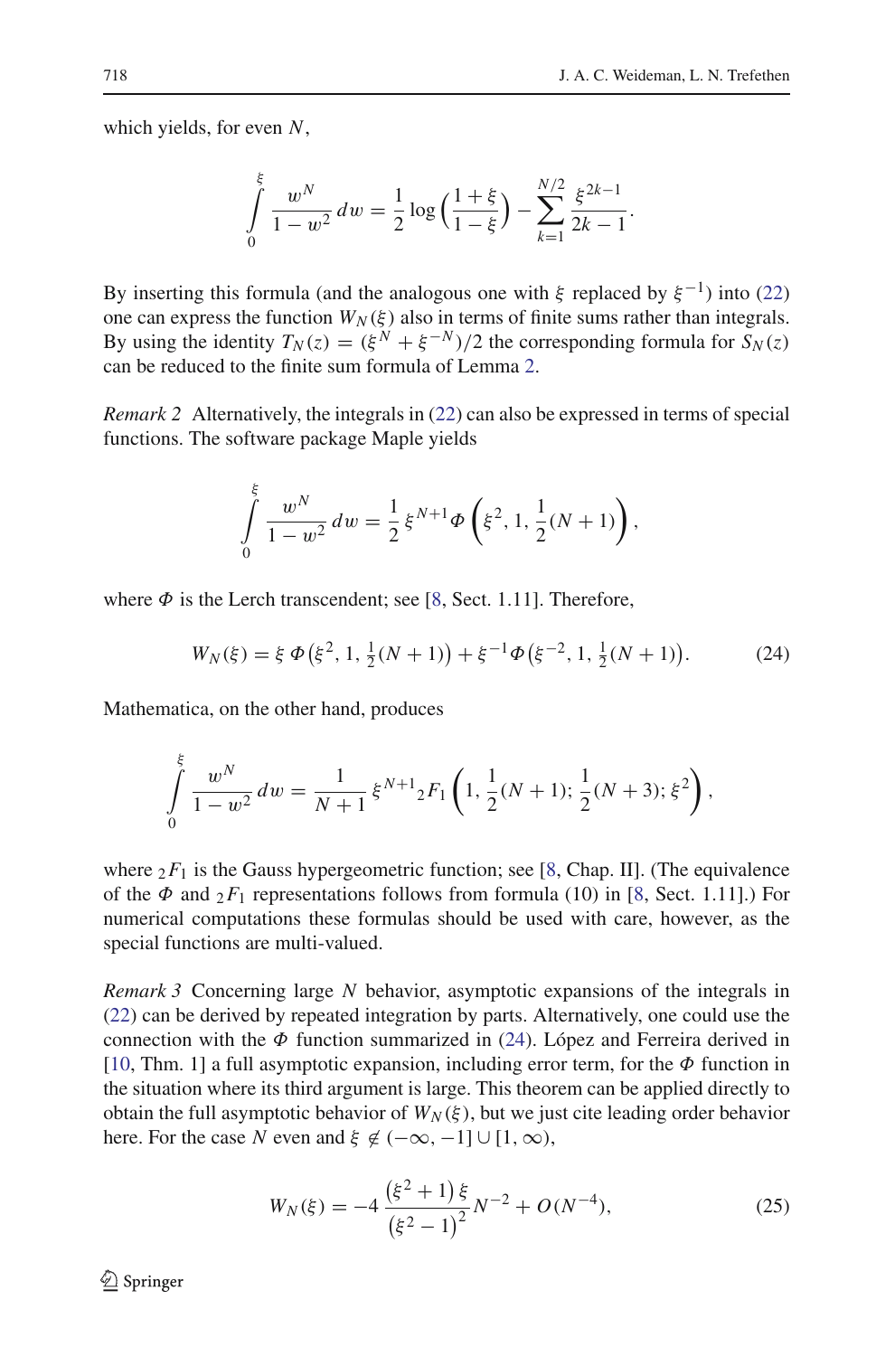which yields, for even $N$,

$$\int_0^{\xi} \frac{w^N}{1-w^2}\, dw = \frac{1}{2}\log\left(\frac{1+\xi}{1-\xi}\right) - \sum_{k=1}^{N/2} \frac{\xi^{2k-1}}{2k-1}.$$

By inserting this formula (and the analogous one with $\xi$ replaced by $\xi^{-1}$) into (22) one can express the function $W_N(\xi)$ also in terms of finite sums rather than integrals. By using the identity $T_N(z) = (\xi^N + \xi^{-N})/2$ the corresponding formula for $S_N(z)$ can be reduced to the finite sum formula of Lemma 2.

*Remark 2* Alternatively, the integrals in (22) can also be expressed in terms of special functions. The software package Maple yields

$$\int_0^{\xi} \frac{w^N}{1-w^2}\, dw = \frac{1}{2}\,\xi^{N+1}\Phi\left(\xi^2, 1, \frac{1}{2}(N+1)\right),$$

where $\Phi$ is the Lerch transcendent; see [8, Sect. 1.11]. Therefore,

$$W_N(\xi) = \xi\,\Phi\big(\xi^2, 1, \tfrac{1}{2}(N+1)\big) + \xi^{-1}\Phi\big(\xi^{-2}, 1, \tfrac{1}{2}(N+1)\big). \tag{24}$$

Mathematica, on the other hand, produces

$$\int_0^{\xi} \frac{w^N}{1-w^2}\, dw = \frac{1}{N+1}\,\xi^{N+1}{}_2F_1\left(1, \frac{1}{2}(N+1); \frac{1}{2}(N+3); \xi^2\right),$$

where ${}_2F_1$ is the Gauss hypergeometric function; see [8, Chap. II]. (The equivalence of the $\Phi$ and ${}_2F_1$ representations follows from formula (10) in [8, Sect. 1.11].) For numerical computations these formulas should be used with care, however, as the special functions are multi-valued.

*Remark 3* Concerning large $N$ behavior, asymptotic expansions of the integrals in (22) can be derived by repeated integration by parts. Alternatively, one could use the connection with the $\Phi$ function summarized in (24). López and Ferreira derived in [10, Thm. 1] a full asymptotic expansion, including error term, for the $\Phi$ function in the situation where its third argument is large. This theorem can be applied directly to obtain the full asymptotic behavior of $W_N(\xi)$, but we just cite leading order behavior here. For the case $N$ even and $\xi \notin (-\infty, -1] \cup [1, \infty)$,

$$W_N(\xi) = -4\,\frac{\left(\xi^2+1\right)\xi}{\left(\xi^2-1\right)^2}N^{-2} + O(N^{-4}), \tag{25}$$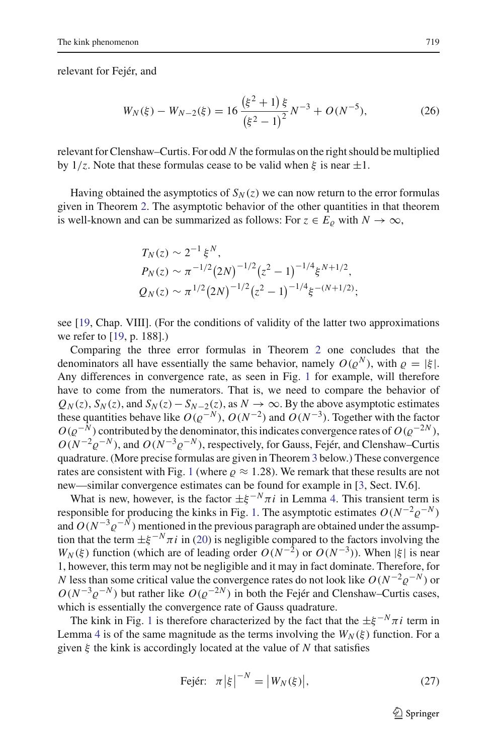relevant for Fejér, and

$$W_N(\xi) - W_{N-2}(\xi) = 16\,\frac{\left(\xi^2+1\right)\xi}{\left(\xi^2-1\right)^2}N^{-3} + O(N^{-5}), \tag{26}$$

relevant for Clenshaw–Curtis. For odd $N$ the formulas on the right should be multiplied by $1/z$. Note that these formulas cease to be valid when $\xi$ is near $\pm 1$.

Having obtained the asymptotics of $S_N(z)$ we can now return to the error formulas given in Theorem 2. The asymptotic behavior of the other quantities in that theorem is well-known and can be summarized as follows: For $z \in E_\varrho$ with $N \to \infty$,

$$\begin{aligned}
T_N(z) &\sim 2^{-1}\,\xi^N,\\
P_N(z) &\sim \pi^{-1/2}\big(2N\big)^{-1/2}\big(z^2-1\big)^{-1/4}\xi^{N+1/2},\\
Q_N(z) &\sim \pi^{1/2}\big(2N\big)^{-1/2}\big(z^2-1\big)^{-1/4}\xi^{-(N+1/2)};
\end{aligned}$$

see [19, Chap. VIII]. (For the conditions of validity of the latter two approximations we refer to [19, p. 188].)

Comparing the three error formulas in Theorem 2 one concludes that the denominators all have essentially the same behavior, namely $O(\varrho^N)$, with $\varrho = |\xi|$. Any differences in convergence rate, as seen in Fig. 1 for example, will therefore have to come from the numerators. That is, we need to compare the behavior of $Q_N(z)$, $S_N(z)$, and $S_N(z) - S_{N-2}(z)$, as $N \to \infty$. By the above asymptotic estimates these quantities behave like $O(\varrho^{-N})$, $O(N^{-2})$ and $O(N^{-3})$. Together with the factor $O(\varrho^{-N})$ contributed by the denominator, this indicates convergence rates of $O(\varrho^{-2N})$, $O(N^{-2}\varrho^{-N})$, and $O(N^{-3}\varrho^{-N})$, respectively, for Gauss, Fejér, and Clenshaw–Curtis quadrature. (More precise formulas are given in Theorem 3 below.) These convergence rates are consistent with Fig. 1 (where $\varrho \approx 1.28$). We remark that these results are not new—similar convergence estimates can be found for example in [3, Sect. IV.6].

What is new, however, is the factor $\pm\xi^{-N}\pi i$ in Lemma 4. This transient term is responsible for producing the kinks in Fig. 1. The asymptotic estimates $O(N^{-2}\varrho^{-N})$ and $O(N^{-3}\varrho^{-N})$ mentioned in the previous paragraph are obtained under the assumption that the term $\pm\xi^{-N}\pi i$ in (20) is negligible compared to the factors involving the $W_N(\xi)$ function (which are of leading order $O(N^{-2})$ or $O(N^{-3})$). When $|\xi|$ is near 1, however, this term may not be negligible and it may in fact dominate. Therefore, for $N$ less than some critical value the convergence rates do not look like $O(N^{-2}\varrho^{-N})$ or $O(N^{-3}\varrho^{-N})$ but rather like $O(\varrho^{-2N})$ in both the Fejér and Clenshaw–Curtis cases, which is essentially the convergence rate of Gauss quadrature.

The kink in Fig. 1 is therefore characterized by the fact that the $\pm\xi^{-N}\pi i$ term in Lemma 4 is of the same magnitude as the terms involving the $W_N(\xi)$ function. For a given $\xi$ the kink is accordingly located at the value of $N$ that satisfies

$$\text{Fejér:}\quad \pi\big|\xi\big|^{-N} = \big|W_N(\xi)\big|, \tag{27}$$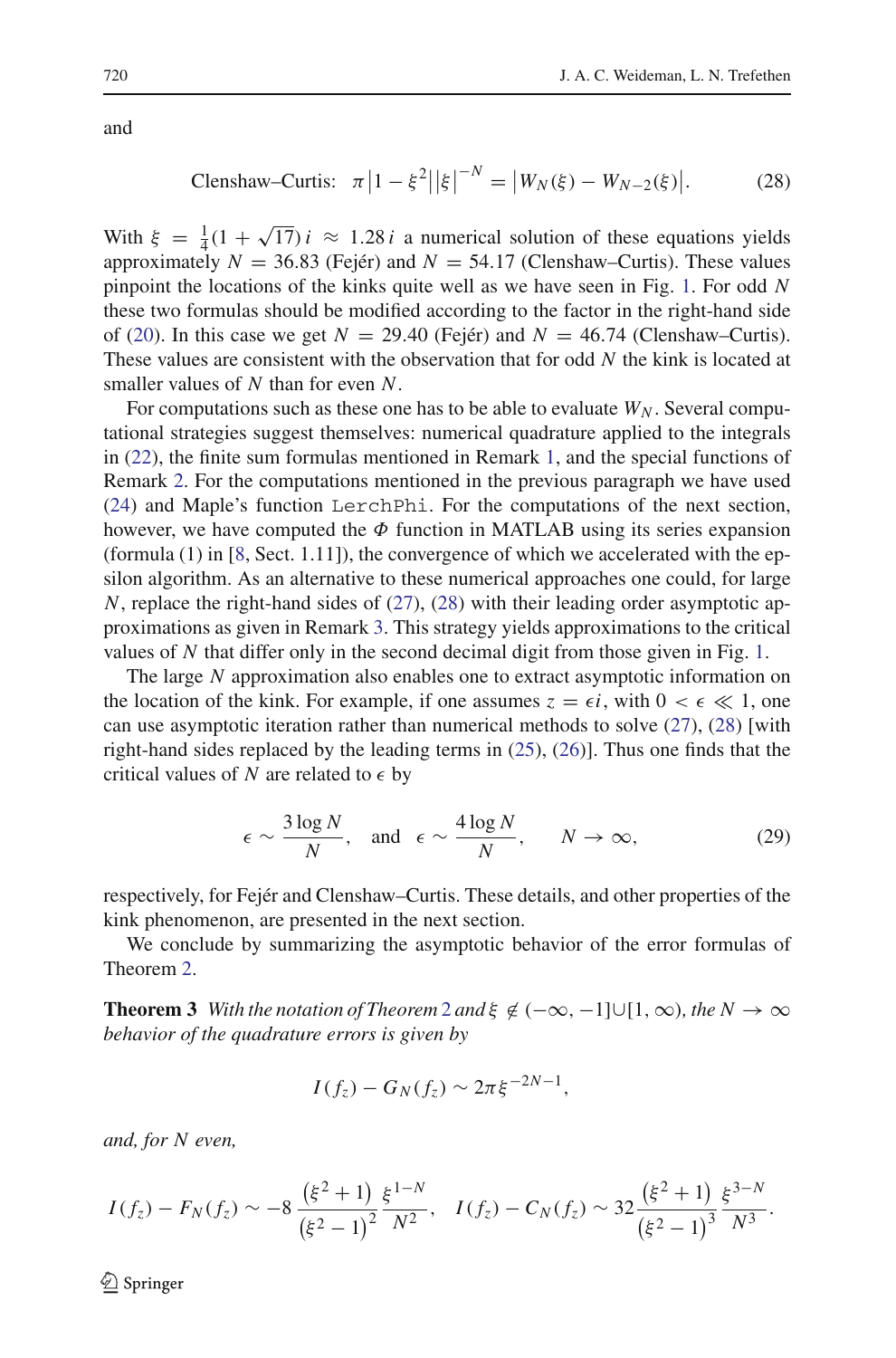and

$$\text{Clenshaw–Curtis:} \quad \pi \left|1-\xi^2\right|\left|\xi\right|^{-N} = \left|W_N(\xi) - W_{N-2}(\xi)\right|. \tag{28}$$

With $\xi = \frac{1}{4}(1+\sqrt{17})\,i \approx 1.28\,i$ a numerical solution of these equations yields approximately $N = 36.83$ (Fejér) and $N = 54.17$ (Clenshaw–Curtis). These values pinpoint the locations of the kinks quite well as we have seen in Fig. 1. For odd $N$ these two formulas should be modified according to the factor in the right-hand side of (20). In this case we get $N = 29.40$ (Fejér) and $N = 46.74$ (Clenshaw–Curtis). These values are consistent with the observation that for odd $N$ the kink is located at smaller values of $N$ than for even $N$.

For computations such as these one has to be able to evaluate $W_N$. Several computational strategies suggest themselves: numerical quadrature applied to the integrals in (22), the finite sum formulas mentioned in Remark 1, and the special functions of Remark 2. For the computations mentioned in the previous paragraph we have used (24) and Maple's function `LerchPhi`. For the computations of the next section, however, we have computed the $\Phi$ function in MATLAB using its series expansion (formula (1) in [8, Sect. 1.11]), the convergence of which we accelerated with the epsilon algorithm. As an alternative to these numerical approaches one could, for large $N$, replace the right-hand sides of (27), (28) with their leading order asymptotic approximations as given in Remark 3. This strategy yields approximations to the critical values of $N$ that differ only in the second decimal digit from those given in Fig. 1.

The large $N$ approximation also enables one to extract asymptotic information on the location of the kink. For example, if one assumes $z = \epsilon i$, with $0 < \epsilon \ll 1$, one can use asymptotic iteration rather than numerical methods to solve (27), (28) [with right-hand sides replaced by the leading terms in (25), (26)]. Thus one finds that the critical values of $N$ are related to $\epsilon$ by

$$\epsilon \sim \frac{3 \log N}{N}, \quad \text{and} \quad \epsilon \sim \frac{4 \log N}{N}, \qquad N \to \infty, \tag{29}$$

respectively, for Fejér and Clenshaw–Curtis. These details, and other properties of the kink phenomenon, are presented in the next section.

We conclude by summarizing the asymptotic behavior of the error formulas of Theorem 2.

**Theorem 3** *With the notation of Theorem 2 and $\xi \notin (-\infty, -1] \cup [1, \infty)$, the $N \to \infty$ behavior of the quadrature errors is given by*

$$I(f_z) - G_N(f_z) \sim 2\pi \xi^{-2N-1},$$

*and, for $N$ even,*

$$I(f_z) - F_N(f_z) \sim -8\,\frac{\left(\xi^2+1\right)}{\left(\xi^2-1\right)^2}\,\frac{\xi^{1-N}}{N^2}, \quad I(f_z) - C_N(f_z) \sim 32\,\frac{\left(\xi^2+1\right)}{\left(\xi^2-1\right)^3}\,\frac{\xi^{3-N}}{N^3}.$$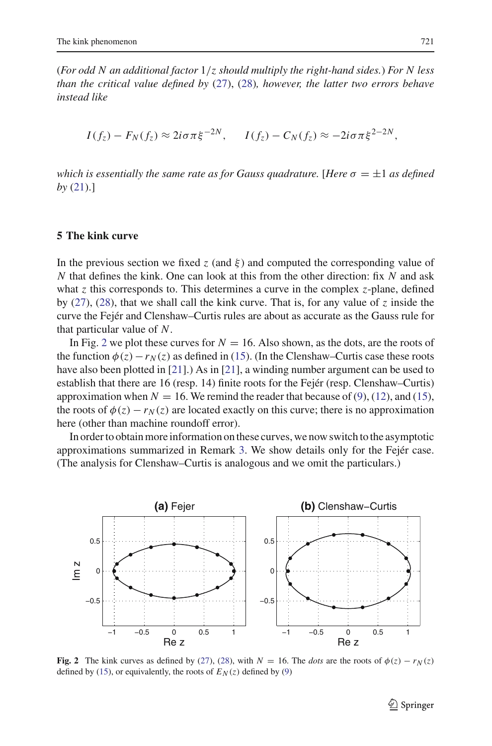*(For odd N an additional factor $1/z$ should multiply the right-hand sides.) For N less than the critical value defined by (27), (28), however, the latter two errors behave instead like*

$$I(f_z) - F_N(f_z) \approx 2i\sigma\pi\xi^{-2N}, \qquad I(f_z) - C_N(f_z) \approx -2i\sigma\pi\xi^{2-2N},$$

*which is essentially the same rate as for Gauss quadrature.* [*Here $\sigma = \pm 1$ as defined by* (21).]

## 5 The kink curve

In the previous section we fixed $z$ (and $\xi$) and computed the corresponding value of $N$ that defines the kink. One can look at this from the other direction: fix $N$ and ask what $z$ this corresponds to. This determines a curve in the complex $z$-plane, defined by (27), (28), that we shall call the kink curve. That is, for any value of $z$ inside the curve the Fejér and Clenshaw–Curtis rules are about as accurate as the Gauss rule for that particular value of $N$.

In Fig. 2 we plot these curves for $N = 16$. Also shown, as the dots, are the roots of the function $\phi(z) - r_N(z)$ as defined in (15). (In the Clenshaw–Curtis case these roots have also been plotted in [21].) As in [21], a winding number argument can be used to establish that there are 16 (resp. 14) finite roots for the Fejér (resp. Clenshaw–Curtis) approximation when $N = 16$. We remind the reader that because of (9), (12), and (15), the roots of $\phi(z) - r_N(z)$ are located exactly on this curve; there is no approximation here (other than machine roundoff error).

In order to obtain more information on these curves, we now switch to the asymptotic approximations summarized in Remark 3. We show details only for the Fejér case. (The analysis for Clenshaw–Curtis is analogous and we omit the particulars.)

**Fig. 2** The kink curves as defined by (27), (28), with $N = 16$. The *dots* are the roots of $\phi(z) - r_N(z)$ defined by (15), or equivalently, the roots of $E_N(z)$ defined by (9)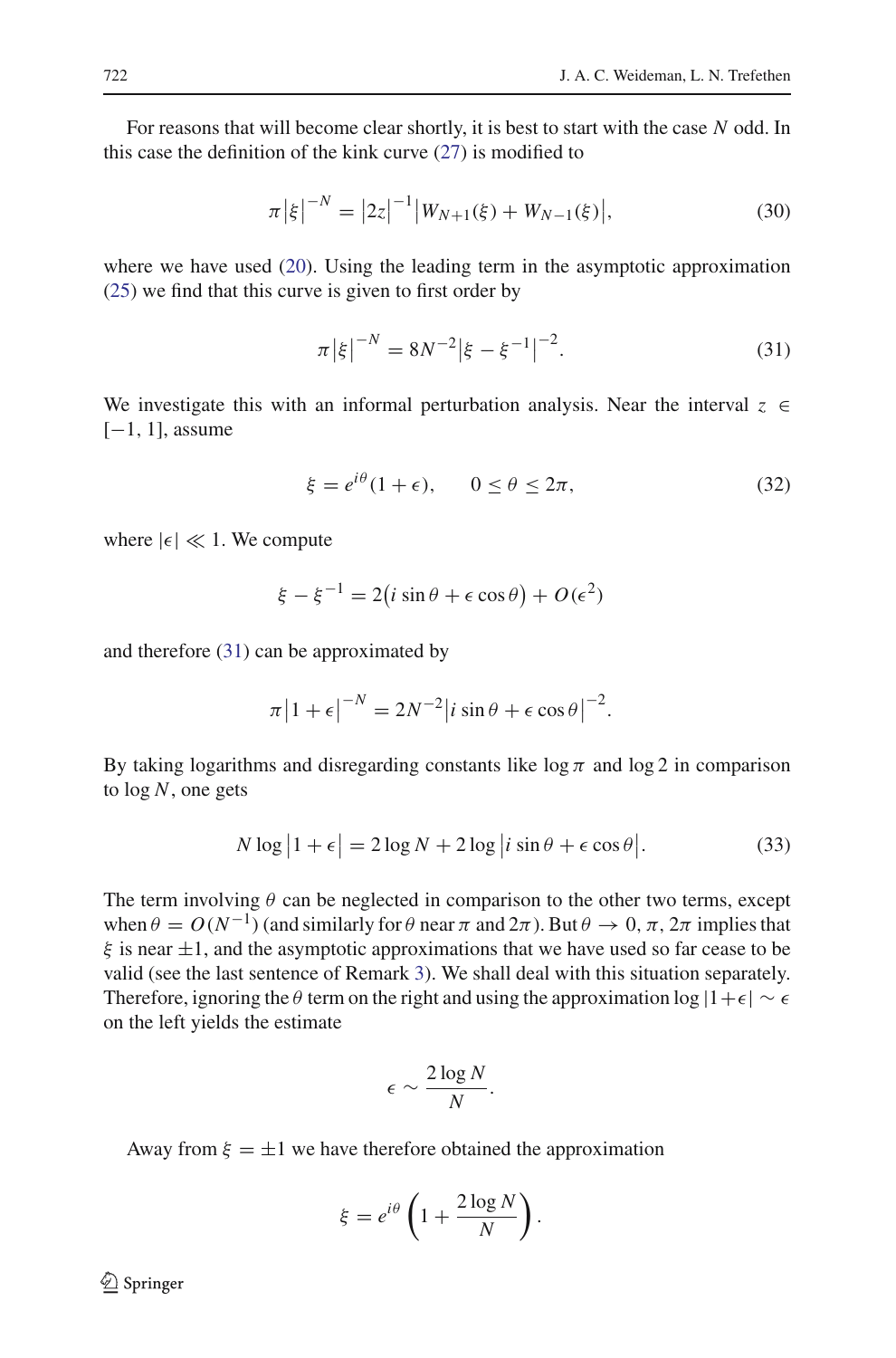For reasons that will become clear shortly, it is best to start with the case $N$ odd. In this case the definition of the kink curve (27) is modified to

$$\pi\left|\xi\right|^{-N} = \left|2z\right|^{-1}\left|W_{N+1}(\xi) + W_{N-1}(\xi)\right|, \tag{30}$$

where we have used (20). Using the leading term in the asymptotic approximation (25) we find that this curve is given to first order by

$$\pi\left|\xi\right|^{-N} = 8N^{-2}\left|\xi - \xi^{-1}\right|^{-2}. \tag{31}$$

We investigate this with an informal perturbation analysis. Near the interval $z \in [-1, 1]$, assume

$$\xi = e^{i\theta}(1+\epsilon), \qquad 0 \le \theta \le 2\pi, \tag{32}$$

where $|\epsilon| \ll 1$. We compute

$$\xi - \xi^{-1} = 2\big(i\sin\theta + \epsilon\cos\theta\big) + O(\epsilon^2)$$

and therefore (31) can be approximated by

$$\pi\left|1+\epsilon\right|^{-N} = 2N^{-2}\left|i\sin\theta + \epsilon\cos\theta\right|^{-2}.$$

By taking logarithms and disregarding constants like $\log\pi$ and $\log 2$ in comparison to $\log N$, one gets

$$N\log\left|1+\epsilon\right| = 2\log N + 2\log\left|i\sin\theta + \epsilon\cos\theta\right|. \tag{33}$$

The term involving $\theta$ can be neglected in comparison to the other two terms, except when $\theta = O(N^{-1})$ (and similarly for $\theta$ near $\pi$ and $2\pi$). But $\theta \to 0, \pi, 2\pi$ implies that $\xi$ is near $\pm 1$, and the asymptotic approximations that we have used so far cease to be valid (see the last sentence of Remark 3). We shall deal with this situation separately. Therefore, ignoring the $\theta$ term on the right and using the approximation $\log|1+\epsilon| \sim \epsilon$ on the left yields the estimate

$$\epsilon \sim \frac{2\log N}{N}.$$

Away from $\xi = \pm 1$ we have therefore obtained the approximation

$$\xi = e^{i\theta}\left(1 + \frac{2\log N}{N}\right).$$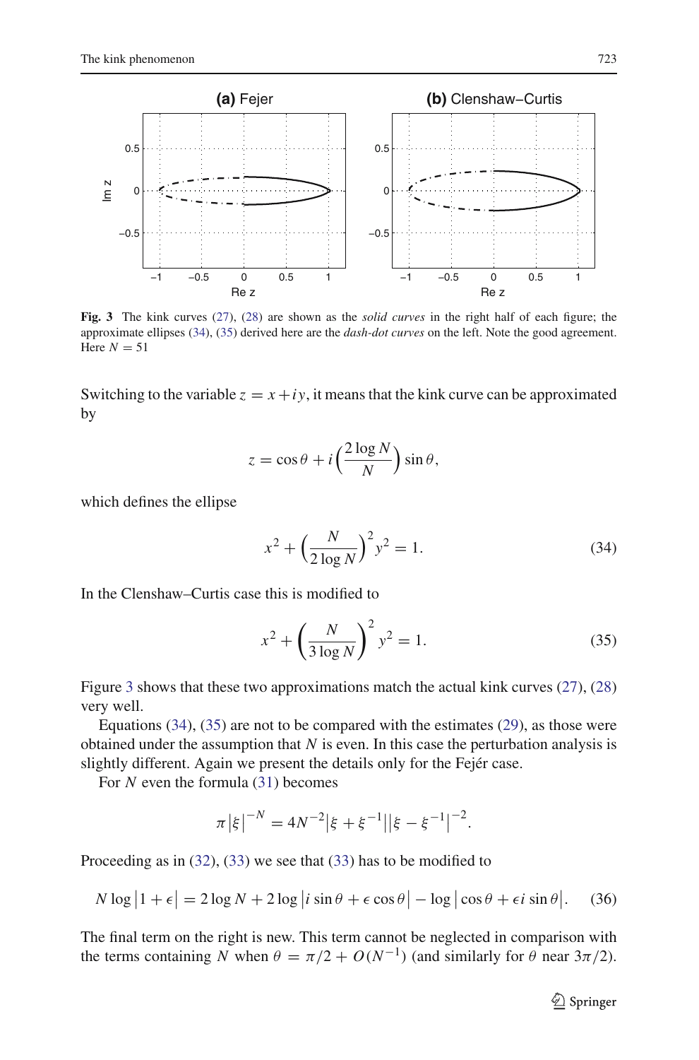**Fig. 3** The kink curves (27), (28) are shown as the *solid curves* in the right half of each figure; the approximate ellipses (34), (35) derived here are the *dash-dot curves* on the left. Note the good agreement. Here $N = 51$

Switching to the variable $z = x + iy$, it means that the kink curve can be approximated by

$$z = \cos\theta + i\left(\frac{2\log N}{N}\right)\sin\theta,$$

which defines the ellipse

$$x^2 + \left(\frac{N}{2\log N}\right)^2 y^2 = 1. \tag{34}$$

In the Clenshaw–Curtis case this is modified to

$$x^2 + \left(\frac{N}{3\log N}\right)^2 y^2 = 1. \tag{35}$$

Figure 3 shows that these two approximations match the actual kink curves (27), (28) very well.

Equations (34), (35) are not to be compared with the estimates (29), as those were obtained under the assumption that $N$ is even. In this case the perturbation analysis is slightly different. Again we present the details only for the Fejér case.

For $N$ even the formula (31) becomes

$$\pi\left|\xi\right|^{-N} = 4N^{-2}\left|\xi + \xi^{-1}\right|\left|\xi - \xi^{-1}\right|^{-2}.$$

Proceeding as in (32), (33) we see that (33) has to be modified to

$$N\log\left|1+\epsilon\right| = 2\log N + 2\log\left|i\sin\theta + \epsilon\cos\theta\right| - \log\left|\cos\theta + \epsilon i\sin\theta\right|. \tag{36}$$

The final term on the right is new. This term cannot be neglected in comparison with the terms containing $N$ when $\theta = \pi/2 + O(N^{-1})$ (and similarly for $\theta$ near $3\pi/2$).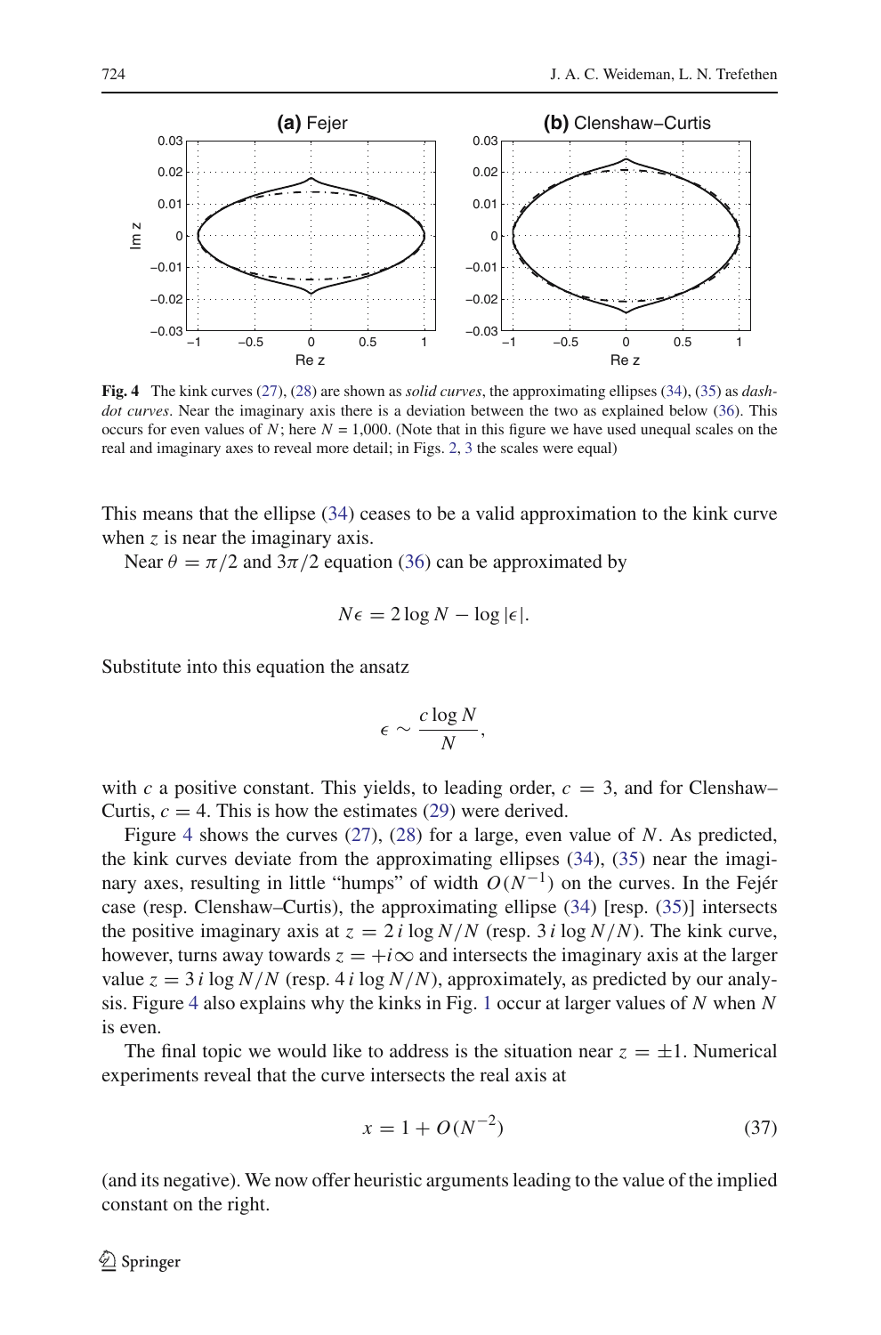**Fig. 4** The kink curves (27), (28) are shown as *solid curves*, the approximating ellipses (34), (35) as *dash-dot curves*. Near the imaginary axis there is a deviation between the two as explained below (36). This occurs for even values of $N$; here $N = 1{,}000$. (Note that in this figure we have used unequal scales on the real and imaginary axes to reveal more detail; in Figs. 2, 3 the scales were equal)

This means that the ellipse (34) ceases to be a valid approximation to the kink curve when $z$ is near the imaginary axis.

Near $\theta = \pi/2$ and $3\pi/2$ equation (36) can be approximated by

$$N\epsilon = 2\log N - \log|\epsilon|.$$

Substitute into this equation the ansatz

$$\epsilon \sim \frac{c\log N}{N},$$

with $c$ a positive constant. This yields, to leading order, $c = 3$, and for Clenshaw–Curtis, $c = 4$. This is how the estimates (29) were derived.

Figure 4 shows the curves (27), (28) for a large, even value of $N$. As predicted, the kink curves deviate from the approximating ellipses (34), (35) near the imaginary axes, resulting in little "humps" of width $O(N^{-1})$ on the curves. In the Fejér case (resp. Clenshaw–Curtis), the approximating ellipse (34) [resp. (35)] intersects the positive imaginary axis at $z = 2i\log N/N$ (resp. $3i\log N/N$). The kink curve, however, turns away towards $z = +i\infty$ and intersects the imaginary axis at the larger value $z = 3i\log N/N$ (resp. $4i\log N/N$), approximately, as predicted by our analysis. Figure 4 also explains why the kinks in Fig. 1 occur at larger values of $N$ when $N$ is even.

The final topic we would like to address is the situation near $z = \pm 1$. Numerical experiments reveal that the curve intersects the real axis at

$$x = 1 + O(N^{-2}) \tag{37}$$

(and its negative). We now offer heuristic arguments leading to the value of the implied constant on the right.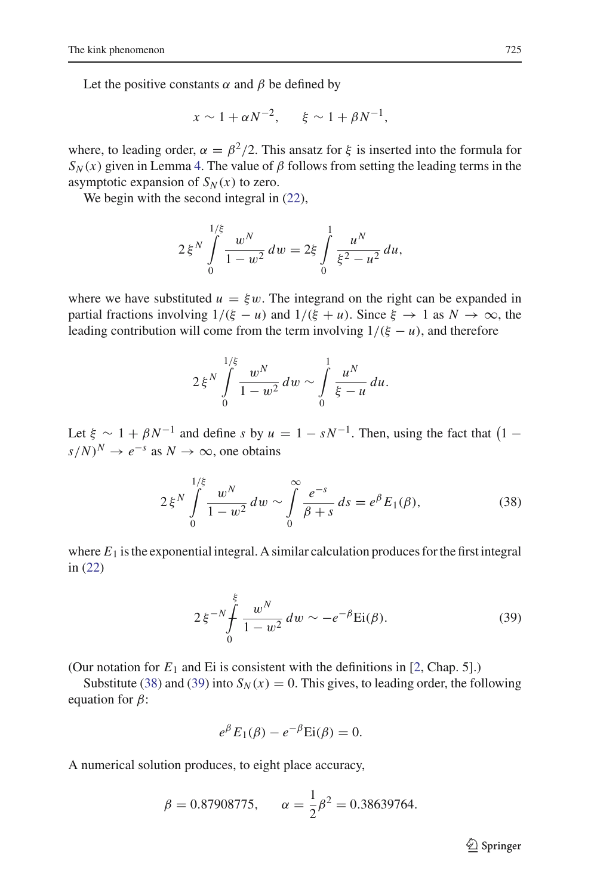Let the positive constants $\alpha$ and $\beta$ be defined by

$$x \sim 1 + \alpha N^{-2}, \qquad \xi \sim 1 + \beta N^{-1},$$

where, to leading order, $\alpha = \beta^2/2$. This ansatz for $\xi$ is inserted into the formula for $S_N(x)$ given in Lemma 4. The value of $\beta$ follows from setting the leading terms in the asymptotic expansion of $S_N(x)$ to zero.

We begin with the second integral in (22),

$$2\,\xi^N \int\limits_0^{1/\xi} \frac{w^N}{1-w^2}\,dw = 2\xi \int\limits_0^1 \frac{u^N}{\xi^2 - u^2}\,du,$$

where we have substituted $u = \xi w$. The integrand on the right can be expanded in partial fractions involving $1/(\xi - u)$ and $1/(\xi + u)$. Since $\xi \to 1$ as $N \to \infty$, the leading contribution will come from the term involving $1/(\xi - u)$, and therefore

$$2\,\xi^N \int\limits_0^{1/\xi} \frac{w^N}{1-w^2}\,dw \sim \int\limits_0^1 \frac{u^N}{\xi - u}\,du.$$

Let $\xi \sim 1 + \beta N^{-1}$ and define $s$ by $u = 1 - sN^{-1}$. Then, using the fact that $\left(1 - s/N\right)^N \to e^{-s}$ as $N \to \infty$, one obtains

$$2\,\xi^N \int\limits_0^{1/\xi} \frac{w^N}{1-w^2}\,dw \sim \int\limits_0^{\infty} \frac{e^{-s}}{\beta + s}\,ds = e^{\beta} E_1(\beta), \tag{38}$$

where $E_1$ is the exponential integral. A similar calculation produces for the first integral in (22)

$$2\,\xi^{-N} \fint\limits_0^{\xi} \frac{w^N}{1-w^2}\,dw \sim -e^{-\beta}\mathrm{Ei}(\beta). \tag{39}$$

(Our notation for $E_1$ and Ei is consistent with the definitions in [2, Chap. 5].)

Substitute (38) and (39) into $S_N(x) = 0$. This gives, to leading order, the following equation for $\beta$:

$$e^{\beta} E_1(\beta) - e^{-\beta}\mathrm{Ei}(\beta) = 0.$$

A numerical solution produces, to eight place accuracy,

$$\beta = 0.87908775, \qquad \alpha = \frac{1}{2}\beta^2 = 0.38639764.$$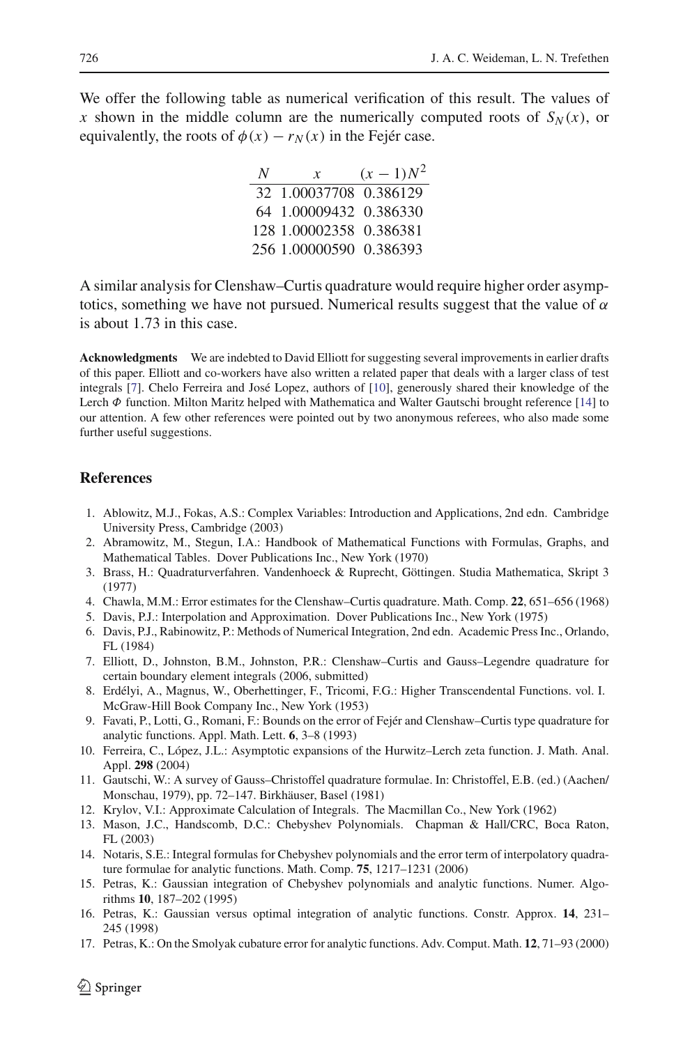We offer the following table as numerical verification of this result. The values of $x$ shown in the middle column are the numerically computed roots of $S_N(x)$, or equivalently, the roots of $\phi(x) - r_N(x)$ in the Fejér case.

| $N$ | $x$ | $(x-1)N^2$ |
|---|---|---|
| 32 | 1.00037708 | 0.386129 |
| 64 | 1.00009432 | 0.386330 |
| 128 | 1.00002358 | 0.386381 |
| 256 | 1.00000590 | 0.386393 |

A similar analysis for Clenshaw–Curtis quadrature would require higher order asymptotics, something we have not pursued. Numerical results suggest that the value of $\alpha$ is about 1.73 in this case.

**Acknowledgments** We are indebted to David Elliott for suggesting several improvements in earlier drafts of this paper. Elliott and co-workers have also written a related paper that deals with a larger class of test integrals [7]. Chelo Ferreira and José Lopez, authors of [10], generously shared their knowledge of the Lerch $\Phi$ function. Milton Maritz helped with Mathematica and Walter Gautschi brought reference [14] to our attention. A few other references were pointed out by two anonymous referees, who also made some further useful suggestions.

## References

1. Ablowitz, M.J., Fokas, A.S.: Complex Variables: Introduction and Applications, 2nd edn. Cambridge University Press, Cambridge (2003)
2. Abramowitz, M., Stegun, I.A.: Handbook of Mathematical Functions with Formulas, Graphs, and Mathematical Tables. Dover Publications Inc., New York (1970)
3. Brass, H.: Quadraturverfahren. Vandenhoeck & Ruprecht, Göttingen. Studia Mathematica, Skript 3 (1977)
4. Chawla, M.M.: Error estimates for the Clenshaw–Curtis quadrature. Math. Comp. **22**, 651–656 (1968)
5. Davis, P.J.: Interpolation and Approximation. Dover Publications Inc., New York (1975)
6. Davis, P.J., Rabinowitz, P.: Methods of Numerical Integration, 2nd edn. Academic Press Inc., Orlando, FL (1984)
7. Elliott, D., Johnston, B.M., Johnston, P.R.: Clenshaw–Curtis and Gauss–Legendre quadrature for certain boundary element integrals (2006, submitted)
8. Erdélyi, A., Magnus, W., Oberhettinger, F., Tricomi, F.G.: Higher Transcendental Functions. vol. I. McGraw-Hill Book Company Inc., New York (1953)
9. Favati, P., Lotti, G., Romani, F.: Bounds on the error of Fejér and Clenshaw–Curtis type quadrature for analytic functions. Appl. Math. Lett. **6**, 3–8 (1993)
10. Ferreira, C., López, J.L.: Asymptotic expansions of the Hurwitz–Lerch zeta function. J. Math. Anal. Appl. **298** (2004)
11. Gautschi, W.: A survey of Gauss–Christoffel quadrature formulae. In: Christoffel, E.B. (ed.) (Aachen/Monschau, 1979), pp. 72–147. Birkhäuser, Basel (1981)
12. Krylov, V.I.: Approximate Calculation of Integrals. The Macmillan Co., New York (1962)
13. Mason, J.C., Handscomb, D.C.: Chebyshev Polynomials. Chapman & Hall/CRC, Boca Raton, FL (2003)
14. Notaris, S.E.: Integral formulas for Chebyshev polynomials and the error term of interpolatory quadrature formulae for analytic functions. Math. Comp. **75**, 1217–1231 (2006)
15. Petras, K.: Gaussian integration of Chebyshev polynomials and analytic functions. Numer. Algorithms **10**, 187–202 (1995)
16. Petras, K.: Gaussian versus optimal integration of analytic functions. Constr. Approx. **14**, 231–245 (1998)
17. Petras, K.: On the Smolyak cubature error for analytic functions. Adv. Comput. Math. **12**, 71–93 (2000)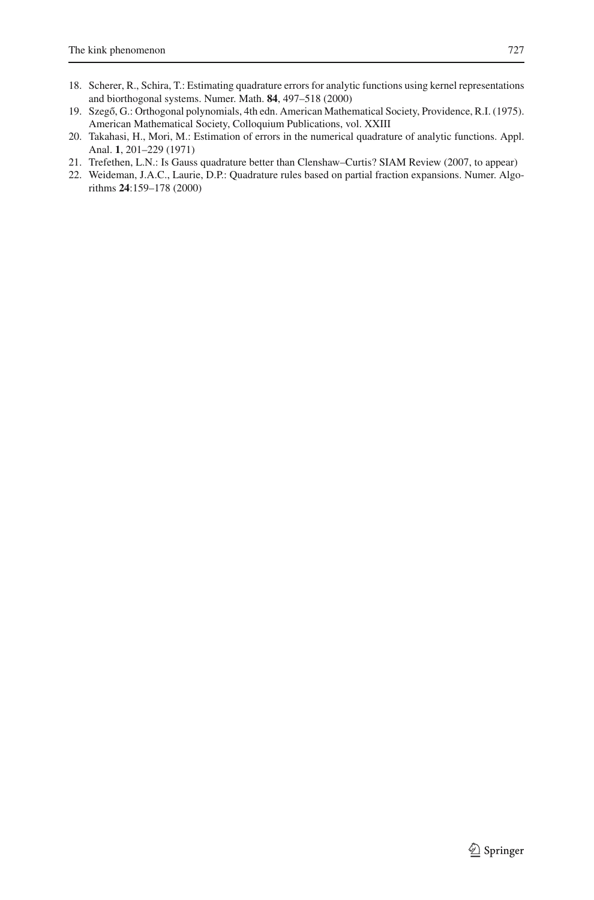18. Scherer, R., Schira, T.: Estimating quadrature errors for analytic functions using kernel representations and biorthogonal systems. Numer. Math. **84**, 497–518 (2000)
19. Szegő, G.: Orthogonal polynomials, 4th edn. American Mathematical Society, Providence, R.I. (1975). American Mathematical Society, Colloquium Publications, vol. XXIII
20. Takahasi, H., Mori, M.: Estimation of errors in the numerical quadrature of analytic functions. Appl. Anal. **1**, 201–229 (1971)
21. Trefethen, L.N.: Is Gauss quadrature better than Clenshaw–Curtis? SIAM Review (2007, to appear)
22. Weideman, J.A.C., Laurie, D.P.: Quadrature rules based on partial fraction expansions. Numer. Algorithms **24**:159–178 (2000)